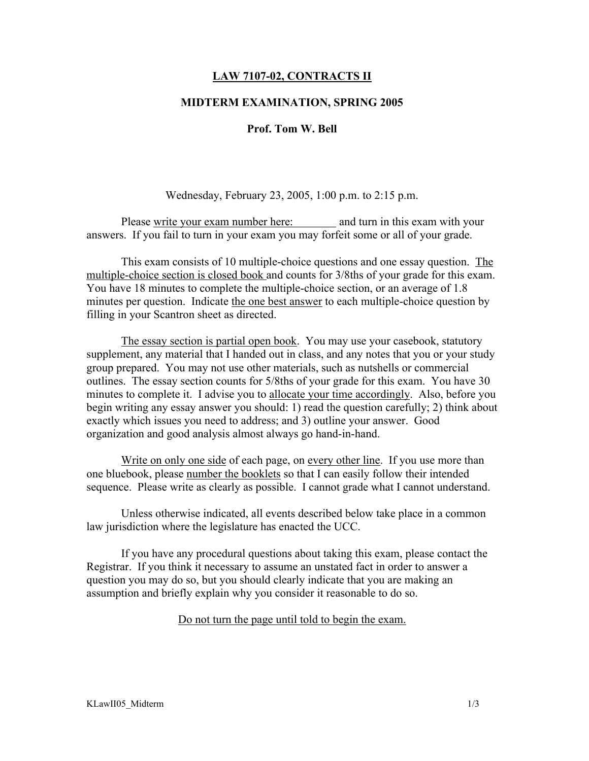**LAW 7107-02, CONTRACTS II**

**MIDTERM EXAMINATION, SPRING 2005**

**Prof. Tom W. Bell**

Wednesday, February 23, 2005, 1:00 p.m. to 2:15 p.m.

Please write your exam number here: ________ and turn in this exam with your answers. If you fail to turn in your exam you may forfeit some or all of your grade.

This exam consists of 10 multiple-choice questions and one essay question. The multiple-choice section is closed book and counts for 3/8ths of your grade for this exam. You have 18 minutes to complete the multiple-choice section, or an average of 1.8 minutes per question. Indicate the one best answer to each multiple-choice question by filling in your Scantron sheet as directed.

The essay section is partial open book. You may use your casebook, statutory supplement, any material that I handed out in class, and any notes that you or your study group prepared. You may not use other materials, such as nutshells or commercial outlines. The essay section counts for 5/8ths of your grade for this exam. You have 30 minutes to complete it. I advise you to allocate your time accordingly. Also, before you begin writing any essay answer you should: 1) read the question carefully; 2) think about exactly which issues you need to address; and 3) outline your answer. Good organization and good analysis almost always go hand-in-hand.

Write on only one side of each page, on every other line. If you use more than one bluebook, please number the booklets so that I can easily follow their intended sequence. Please write as clearly as possible. I cannot grade what I cannot understand.

Unless otherwise indicated, all events described below take place in a common law jurisdiction where the legislature has enacted the UCC.

If you have any procedural questions about taking this exam, please contact the Registrar. If you think it necessary to assume an unstated fact in order to answer a question you may do so, but you should clearly indicate that you are making an assumption and briefly explain why you consider it reasonable to do so.

Do not turn the page until told to begin the exam.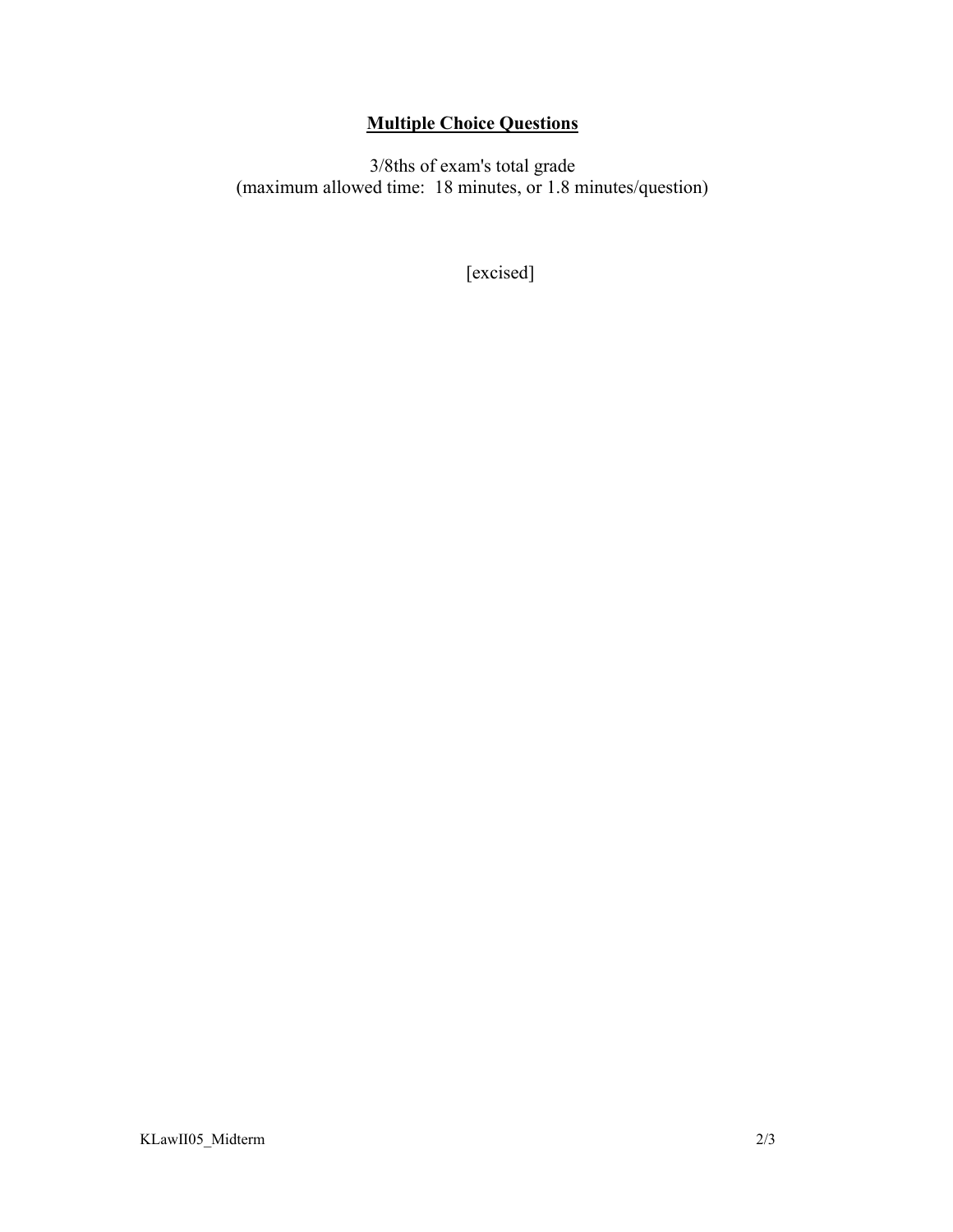## **Multiple Choice Questions**

3/8ths of exam's total grade
(maximum allowed time: 18 minutes, or 1.8 minutes/question)

[excised]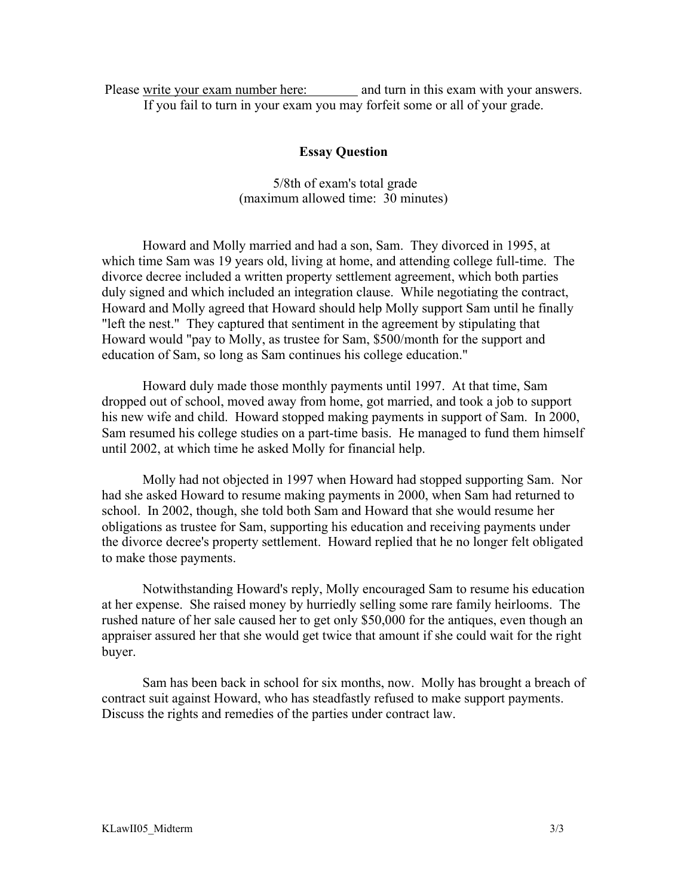Please <u>write your exam number here: ________</u> and turn in this exam with your answers. If you fail to turn in your exam you may forfeit some or all of your grade.

## Essay Question

5/8th of exam's total grade
(maximum allowed time: 30 minutes)

Howard and Molly married and had a son, Sam. They divorced in 1995, at which time Sam was 19 years old, living at home, and attending college full-time. The divorce decree included a written property settlement agreement, which both parties duly signed and which included an integration clause. While negotiating the contract, Howard and Molly agreed that Howard should help Molly support Sam until he finally "left the nest." They captured that sentiment in the agreement by stipulating that Howard would "pay to Molly, as trustee for Sam, $500/month for the support and education of Sam, so long as Sam continues his college education."

Howard duly made those monthly payments until 1997. At that time, Sam dropped out of school, moved away from home, got married, and took a job to support his new wife and child. Howard stopped making payments in support of Sam. In 2000, Sam resumed his college studies on a part-time basis. He managed to fund them himself until 2002, at which time he asked Molly for financial help.

Molly had not objected in 1997 when Howard had stopped supporting Sam. Nor had she asked Howard to resume making payments in 2000, when Sam had returned to school. In 2002, though, she told both Sam and Howard that she would resume her obligations as trustee for Sam, supporting his education and receiving payments under the divorce decree's property settlement. Howard replied that he no longer felt obligated to make those payments.

Notwithstanding Howard's reply, Molly encouraged Sam to resume his education at her expense. She raised money by hurriedly selling some rare family heirlooms. The rushed nature of her sale caused her to get only $50,000 for the antiques, even though an appraiser assured her that she would get twice that amount if she could wait for the right buyer.

Sam has been back in school for six months, now. Molly has brought a breach of contract suit against Howard, who has steadfastly refused to make support payments. Discuss the rights and remedies of the parties under contract law.